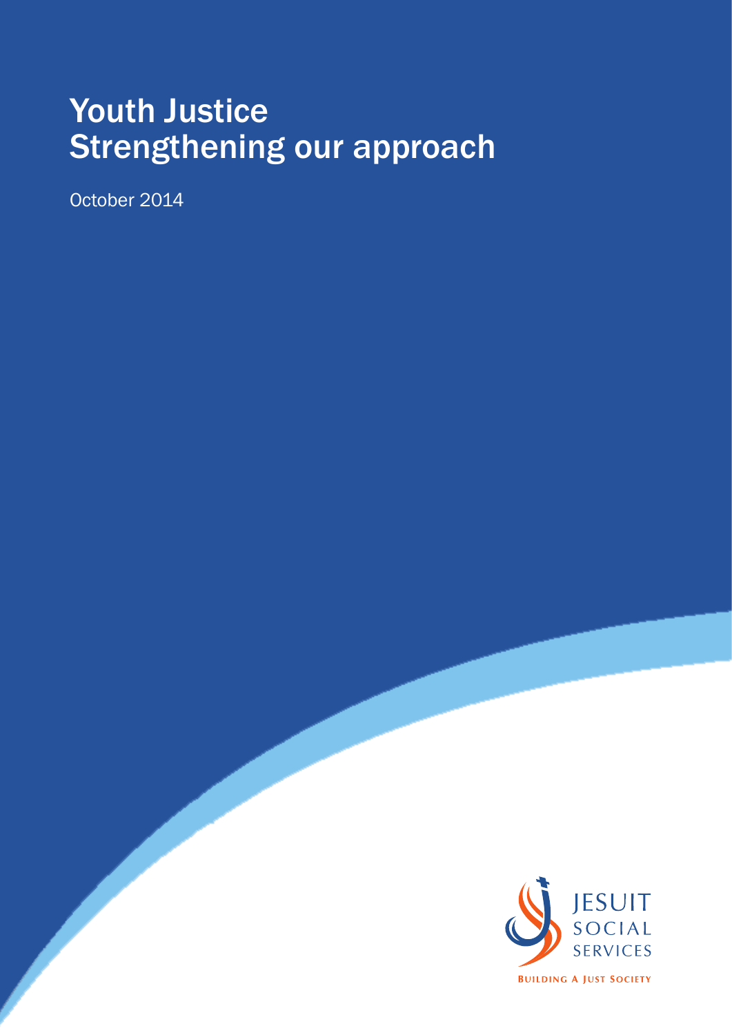# Youth Justice
# Strengthening our approach

October 2014

JESUIT SOCIAL SERVICES

BUILDING A JUST SOCIETY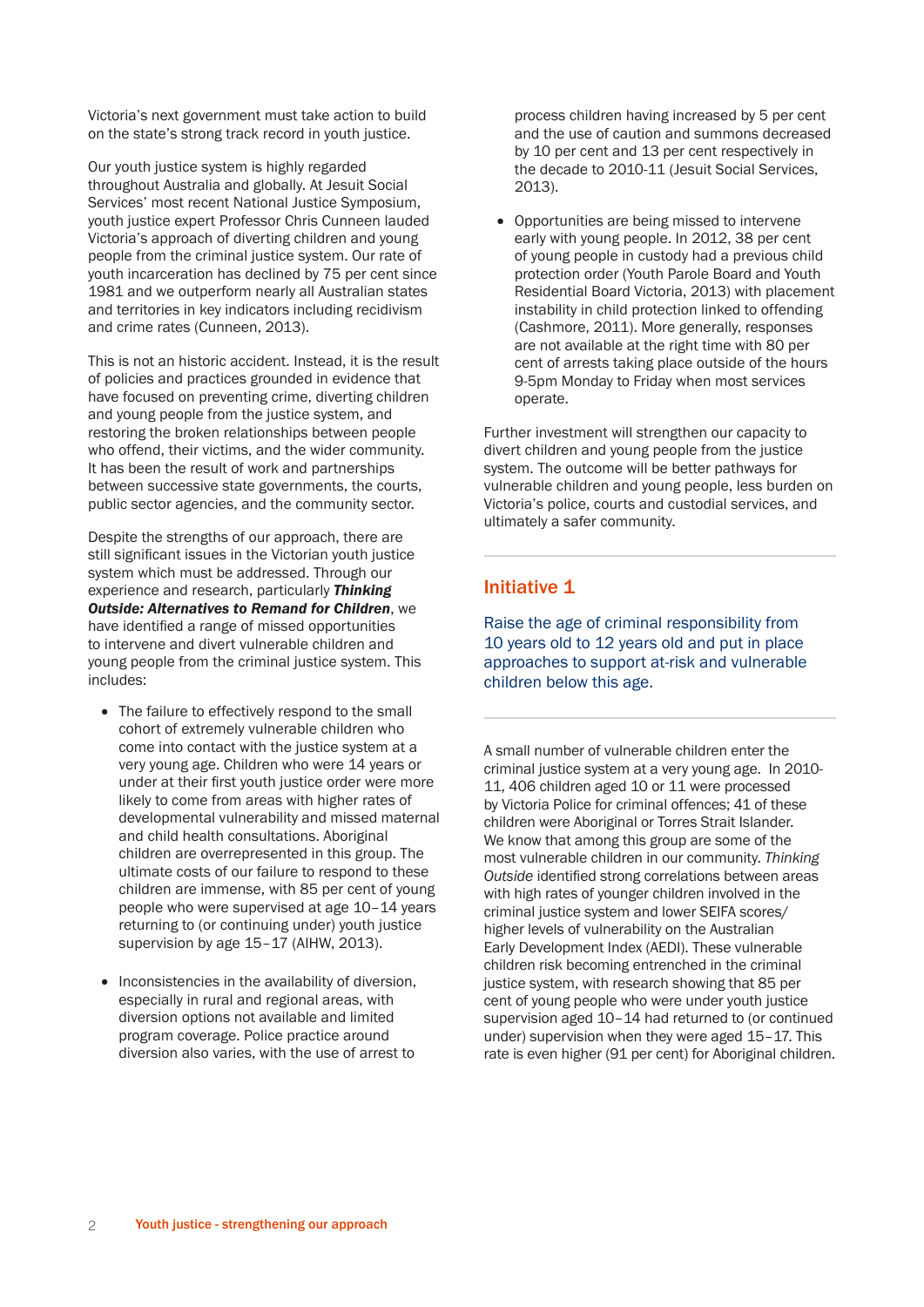Victoria's next government must take action to build on the state's strong track record in youth justice.

Our youth justice system is highly regarded throughout Australia and globally. At Jesuit Social Services' most recent National Justice Symposium, youth justice expert Professor Chris Cunneen lauded Victoria's approach of diverting children and young people from the criminal justice system. Our rate of youth incarceration has declined by 75 per cent since 1981 and we outperform nearly all Australian states and territories in key indicators including recidivism and crime rates (Cunneen, 2013).

This is not an historic accident. Instead, it is the result of policies and practices grounded in evidence that have focused on preventing crime, diverting children and young people from the justice system, and restoring the broken relationships between people who offend, their victims, and the wider community. It has been the result of work and partnerships between successive state governments, the courts, public sector agencies, and the community sector.

Despite the strengths of our approach, there are still significant issues in the Victorian youth justice system which must be addressed. Through our experience and research, particularly ***Thinking Outside: Alternatives to Remand for Children***, we have identified a range of missed opportunities to intervene and divert vulnerable children and young people from the criminal justice system. This includes:

- The failure to effectively respond to the small cohort of extremely vulnerable children who come into contact with the justice system at a very young age. Children who were 14 years or under at their first youth justice order were more likely to come from areas with higher rates of developmental vulnerability and missed maternal and child health consultations. Aboriginal children are overrepresented in this group. The ultimate costs of our failure to respond to these children are immense, with 85 per cent of young people who were supervised at age 10–14 years returning to (or continuing under) youth justice supervision by age 15–17 (AIHW, 2013).

- Inconsistencies in the availability of diversion, especially in rural and regional areas, with diversion options not available and limited program coverage. Police practice around diversion also varies, with the use of arrest to process children having increased by 5 per cent and the use of caution and summons decreased by 10 per cent and 13 per cent respectively in the decade to 2010-11 (Jesuit Social Services, 2013).

- Opportunities are being missed to intervene early with young people. In 2012, 38 per cent of young people in custody had a previous child protection order (Youth Parole Board and Youth Residential Board Victoria, 2013) with placement instability in child protection linked to offending (Cashmore, 2011). More generally, responses are not available at the right time with 80 per cent of arrests taking place outside of the hours 9-5pm Monday to Friday when most services operate.

Further investment will strengthen our capacity to divert children and young people from the justice system. The outcome will be better pathways for vulnerable children and young people, less burden on Victoria's police, courts and custodial services, and ultimately a safer community.

## Initiative 1

### Raise the age of criminal responsibility from 10 years old to 12 years old and put in place approaches to support at-risk and vulnerable children below this age.

A small number of vulnerable children enter the criminal justice system at a very young age. In 2010-11, 406 children aged 10 or 11 were processed by Victoria Police for criminal offences; 41 of these children were Aboriginal or Torres Strait Islander. We know that among this group are some of the most vulnerable children in our community. *Thinking Outside* identified strong correlations between areas with high rates of younger children involved in the criminal justice system and lower SEIFA scores/higher levels of vulnerability on the Australian Early Development Index (AEDI). These vulnerable children risk becoming entrenched in the criminal justice system, with research showing that 85 per cent of young people who were under youth justice supervision aged 10–14 had returned to (or continued under) supervision when they were aged 15–17. This rate is even higher (91 per cent) for Aboriginal children.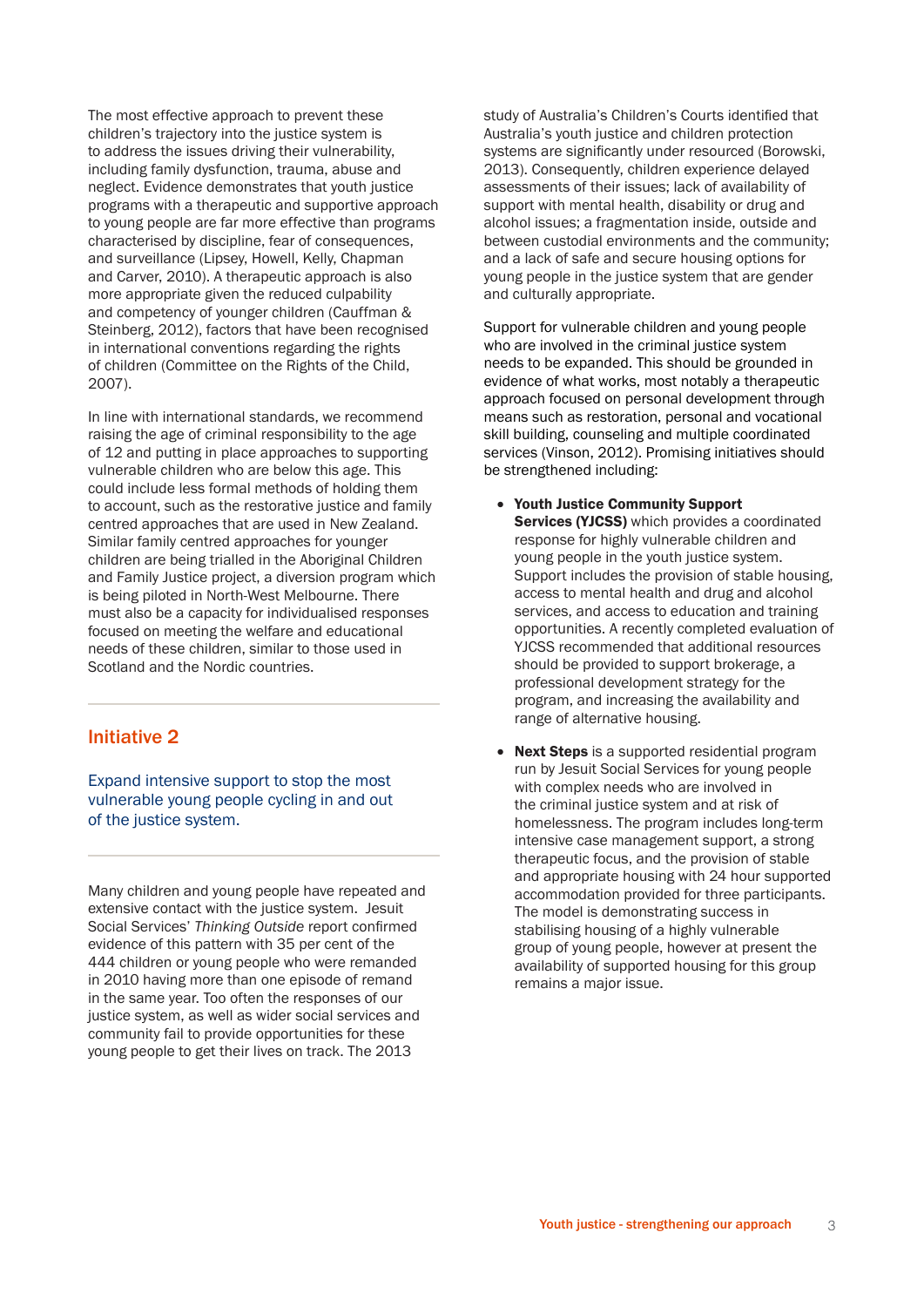The most effective approach to prevent these children's trajectory into the justice system is to address the issues driving their vulnerability, including family dysfunction, trauma, abuse and neglect. Evidence demonstrates that youth justice programs with a therapeutic and supportive approach to young people are far more effective than programs characterised by discipline, fear of consequences, and surveillance (Lipsey, Howell, Kelly, Chapman and Carver, 2010). A therapeutic approach is also more appropriate given the reduced culpability and competency of younger children (Cauffman & Steinberg, 2012), factors that have been recognised in international conventions regarding the rights of children (Committee on the Rights of the Child, 2007).

In line with international standards, we recommend raising the age of criminal responsibility to the age of 12 and putting in place approaches to supporting vulnerable children who are below this age. This could include less formal methods of holding them to account, such as the restorative justice and family centred approaches that are used in New Zealand. Similar family centred approaches for younger children are being trialled in the Aboriginal Children and Family Justice project, a diversion program which is being piloted in North-West Melbourne. There must also be a capacity for individualised responses focused on meeting the welfare and educational needs of these children, similar to those used in Scotland and the Nordic countries.

---

## Initiative 2

### Expand intensive support to stop the most vulnerable young people cycling in and out of the justice system.

---

Many children and young people have repeated and extensive contact with the justice system. Jesuit Social Services' *Thinking Outside* report confirmed evidence of this pattern with 35 per cent of the 444 children or young people who were remanded in 2010 having more than one episode of remand in the same year. Too often the responses of our justice system, as well as wider social services and community fail to provide opportunities for these young people to get their lives on track. The 2013 study of Australia's Children's Courts identified that Australia's youth justice and children protection systems are significantly under resourced (Borowski, 2013). Consequently, children experience delayed assessments of their issues; lack of availability of support with mental health, disability or drug and alcohol issues; a fragmentation inside, outside and between custodial environments and the community; and a lack of safe and secure housing options for young people in the justice system that are gender and culturally appropriate.

Support for vulnerable children and young people who are involved in the criminal justice system needs to be expanded. This should be grounded in evidence of what works, most notably a therapeutic approach focused on personal development through means such as restoration, personal and vocational skill building, counseling and multiple coordinated services (Vinson, 2012). Promising initiatives should be strengthened including:

- **Youth Justice Community Support Services (YJCSS)** which provides a coordinated response for highly vulnerable children and young people in the youth justice system. Support includes the provision of stable housing, access to mental health and drug and alcohol services, and access to education and training opportunities. A recently completed evaluation of YJCSS recommended that additional resources should be provided to support brokerage, a professional development strategy for the program, and increasing the availability and range of alternative housing.

- **Next Steps** is a supported residential program run by Jesuit Social Services for young people with complex needs who are involved in the criminal justice system and at risk of homelessness. The program includes long-term intensive case management support, a strong therapeutic focus, and the provision of stable and appropriate housing with 24 hour supported accommodation provided for three participants. The model is demonstrating success in stabilising housing of a highly vulnerable group of young people, however at present the availability of supported housing for this group remains a major issue.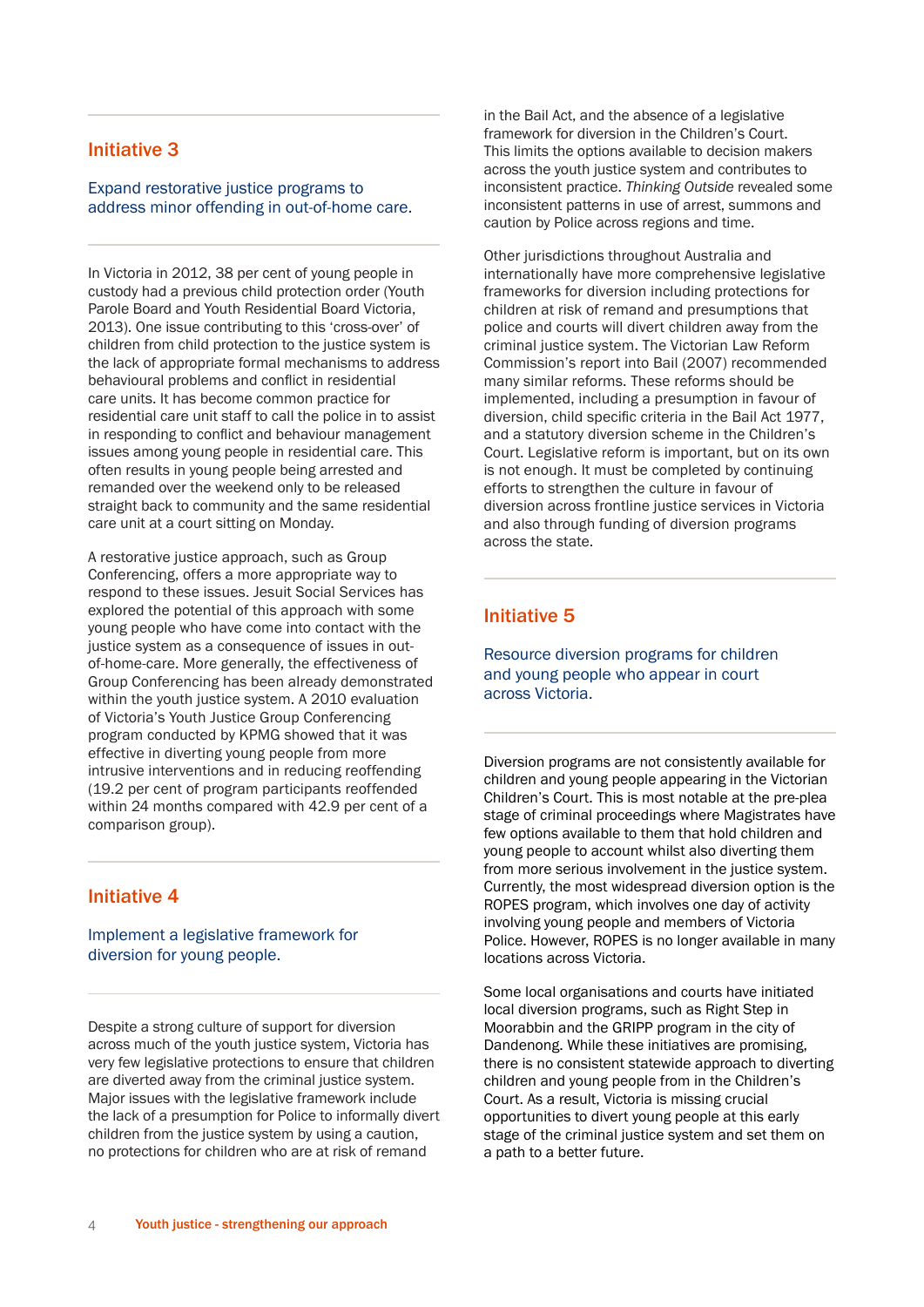## Initiative 3

### Expand restorative justice programs to address minor offending in out-of-home care.

In Victoria in 2012, 38 per cent of young people in custody had a previous child protection order (Youth Parole Board and Youth Residential Board Victoria, 2013). One issue contributing to this 'cross-over' of children from child protection to the justice system is the lack of appropriate formal mechanisms to address behavioural problems and conflict in residential care units. It has become common practice for residential care unit staff to call the police in to assist in responding to conflict and behaviour management issues among young people in residential care. This often results in young people being arrested and remanded over the weekend only to be released straight back to community and the same residential care unit at a court sitting on Monday.

A restorative justice approach, such as Group Conferencing, offers a more appropriate way to respond to these issues. Jesuit Social Services has explored the potential of this approach with some young people who have come into contact with the justice system as a consequence of issues in out-of-home-care. More generally, the effectiveness of Group Conferencing has been already demonstrated within the youth justice system. A 2010 evaluation of Victoria's Youth Justice Group Conferencing program conducted by KPMG showed that it was effective in diverting young people from more intrusive interventions and in reducing reoffending (19.2 per cent of program participants reoffended within 24 months compared with 42.9 per cent of a comparison group).

## Initiative 4

### Implement a legislative framework for diversion for young people.

Despite a strong culture of support for diversion across much of the youth justice system, Victoria has very few legislative protections to ensure that children are diverted away from the criminal justice system. Major issues with the legislative framework include the lack of a presumption for Police to informally divert children from the justice system by using a caution, no protections for children who are at risk of remand in the Bail Act, and the absence of a legislative framework for diversion in the Children's Court. This limits the options available to decision makers across the youth justice system and contributes to inconsistent practice. *Thinking Outside* revealed some inconsistent patterns in use of arrest, summons and caution by Police across regions and time.

Other jurisdictions throughout Australia and internationally have more comprehensive legislative frameworks for diversion including protections for children at risk of remand and presumptions that police and courts will divert children away from the criminal justice system. The Victorian Law Reform Commission's report into Bail (2007) recommended many similar reforms. These reforms should be implemented, including a presumption in favour of diversion, child specific criteria in the Bail Act 1977, and a statutory diversion scheme in the Children's Court. Legislative reform is important, but on its own is not enough. It must be completed by continuing efforts to strengthen the culture in favour of diversion across frontline justice services in Victoria and also through funding of diversion programs across the state.

## Initiative 5

### Resource diversion programs for children and young people who appear in court across Victoria.

Diversion programs are not consistently available for children and young people appearing in the Victorian Children's Court. This is most notable at the pre-plea stage of criminal proceedings where Magistrates have few options available to them that hold children and young people to account whilst also diverting them from more serious involvement in the justice system. Currently, the most widespread diversion option is the ROPES program, which involves one day of activity involving young people and members of Victoria Police. However, ROPES is no longer available in many locations across Victoria.

Some local organisations and courts have initiated local diversion programs, such as Right Step in Moorabbin and the GRIPP program in the city of Dandenong. While these initiatives are promising, there is no consistent statewide approach to diverting children and young people from in the Children's Court. As a result, Victoria is missing crucial opportunities to divert young people at this early stage of the criminal justice system and set them on a path to a better future.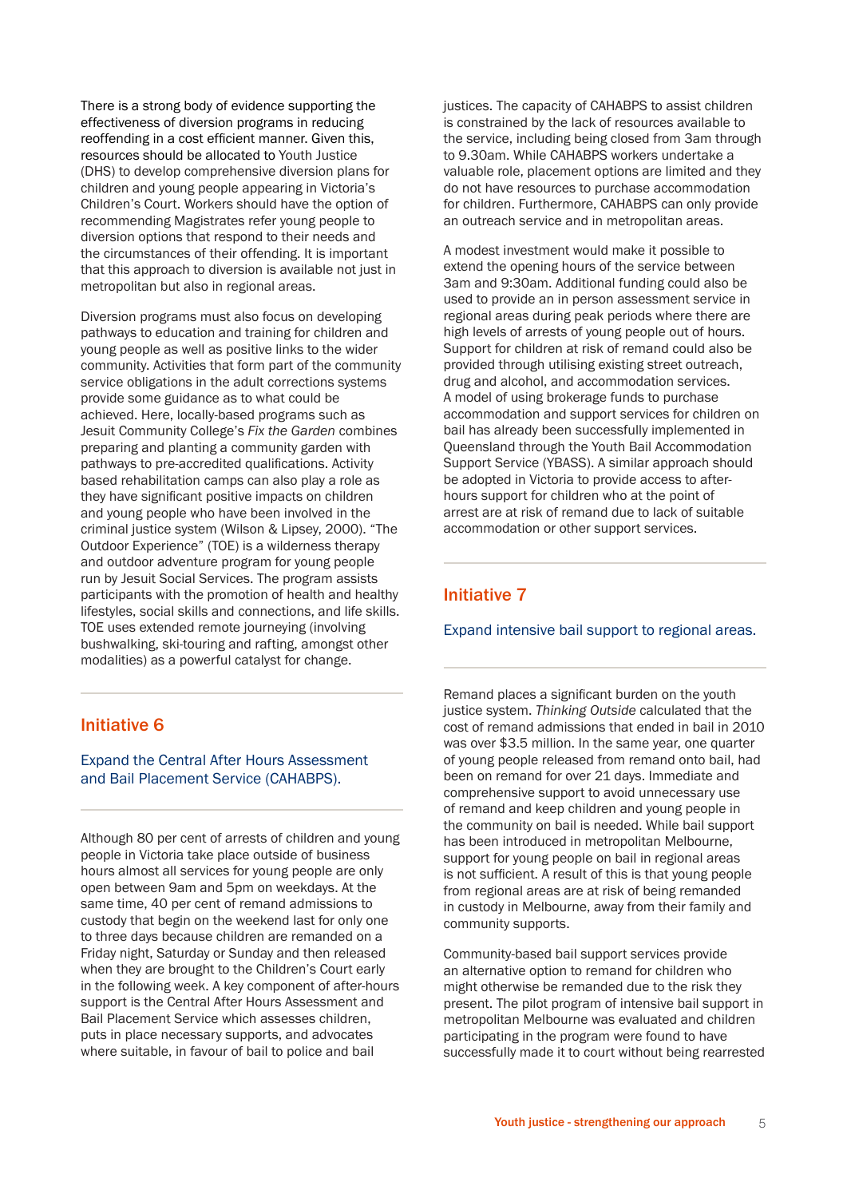There is a strong body of evidence supporting the effectiveness of diversion programs in reducing reoffending in a cost efficient manner. Given this, resources should be allocated to Youth Justice (DHS) to develop comprehensive diversion plans for children and young people appearing in Victoria's Children's Court. Workers should have the option of recommending Magistrates refer young people to diversion options that respond to their needs and the circumstances of their offending. It is important that this approach to diversion is available not just in metropolitan but also in regional areas.

Diversion programs must also focus on developing pathways to education and training for children and young people as well as positive links to the wider community. Activities that form part of the community service obligations in the adult corrections systems provide some guidance as to what could be achieved. Here, locally-based programs such as Jesuit Community College's *Fix the Garden* combines preparing and planting a community garden with pathways to pre-accredited qualifications. Activity based rehabilitation camps can also play a role as they have significant positive impacts on children and young people who have been involved in the criminal justice system (Wilson & Lipsey, 2000). "The Outdoor Experience" (TOE) is a wilderness therapy and outdoor adventure program for young people run by Jesuit Social Services. The program assists participants with the promotion of health and healthy lifestyles, social skills and connections, and life skills. TOE uses extended remote journeying (involving bushwalking, ski-touring and rafting, amongst other modalities) as a powerful catalyst for change.

## Initiative 6

### Expand the Central After Hours Assessment and Bail Placement Service (CAHABPS).

Although 80 per cent of arrests of children and young people in Victoria take place outside of business hours almost all services for young people are only open between 9am and 5pm on weekdays. At the same time, 40 per cent of remand admissions to custody that begin on the weekend last for only one to three days because children are remanded on a Friday night, Saturday or Sunday and then released when they are brought to the Children's Court early in the following week. A key component of after-hours support is the Central After Hours Assessment and Bail Placement Service which assesses children, puts in place necessary supports, and advocates where suitable, in favour of bail to police and bail justices. The capacity of CAHABPS to assist children is constrained by the lack of resources available to the service, including being closed from 3am through to 9.30am. While CAHABPS workers undertake a valuable role, placement options are limited and they do not have resources to purchase accommodation for children. Furthermore, CAHABPS can only provide an outreach service and in metropolitan areas.

A modest investment would make it possible to extend the opening hours of the service between 3am and 9:30am. Additional funding could also be used to provide an in person assessment service in regional areas during peak periods where there are high levels of arrests of young people out of hours. Support for children at risk of remand could also be provided through utilising existing street outreach, drug and alcohol, and accommodation services. A model of using brokerage funds to purchase accommodation and support services for children on bail has already been successfully implemented in Queensland through the Youth Bail Accommodation Support Service (YBASS). A similar approach should be adopted in Victoria to provide access to after-hours support for children who at the point of arrest are at risk of remand due to lack of suitable accommodation or other support services.

## Initiative 7

### Expand intensive bail support to regional areas.

Remand places a significant burden on the youth justice system. *Thinking Outside* calculated that the cost of remand admissions that ended in bail in 2010 was over $3.5 million. In the same year, one quarter of young people released from remand onto bail, had been on remand for over 21 days. Immediate and comprehensive support to avoid unnecessary use of remand and keep children and young people in the community on bail is needed. While bail support has been introduced in metropolitan Melbourne, support for young people on bail in regional areas is not sufficient. A result of this is that young people from regional areas are at risk of being remanded in custody in Melbourne, away from their family and community supports.

Community-based bail support services provide an alternative option to remand for children who might otherwise be remanded due to the risk they present. The pilot program of intensive bail support in metropolitan Melbourne was evaluated and children participating in the program were found to have successfully made it to court without being rearrested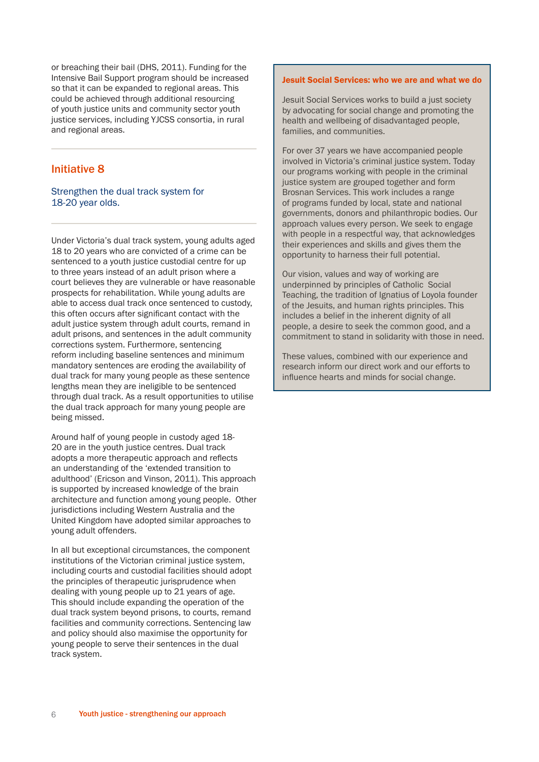or breaching their bail (DHS, 2011). Funding for the Intensive Bail Support program should be increased so that it can be expanded to regional areas. This could be achieved through additional resourcing of youth justice units and community sector youth justice services, including YJCSS consortia, in rural and regional areas.

## Initiative 8

### Strengthen the dual track system for 18-20 year olds.

Under Victoria's dual track system, young adults aged 18 to 20 years who are convicted of a crime can be sentenced to a youth justice custodial centre for up to three years instead of an adult prison where a court believes they are vulnerable or have reasonable prospects for rehabilitation. While young adults are able to access dual track once sentenced to custody, this often occurs after significant contact with the adult justice system through adult courts, remand in adult prisons, and sentences in the adult community corrections system. Furthermore, sentencing reform including baseline sentences and minimum mandatory sentences are eroding the availability of dual track for many young people as these sentence lengths mean they are ineligible to be sentenced through dual track. As a result opportunities to utilise the dual track approach for many young people are being missed.

Around half of young people in custody aged 18-20 are in the youth justice centres. Dual track adopts a more therapeutic approach and reflects an understanding of the 'extended transition to adulthood' (Ericson and Vinson, 2011). This approach is supported by increased knowledge of the brain architecture and function among young people. Other jurisdictions including Western Australia and the United Kingdom have adopted similar approaches to young adult offenders.

In all but exceptional circumstances, the component institutions of the Victorian criminal justice system, including courts and custodial facilities should adopt the principles of therapeutic jurisprudence when dealing with young people up to 21 years of age. This should include expanding the operation of the dual track system beyond prisons, to courts, remand facilities and community corrections. Sentencing law and policy should also maximise the opportunity for young people to serve their sentences in the dual track system.

**Jesuit Social Services: who we are and what we do**

Jesuit Social Services works to build a just society by advocating for social change and promoting the health and wellbeing of disadvantaged people, families, and communities.

For over 37 years we have accompanied people involved in Victoria's criminal justice system. Today our programs working with people in the criminal justice system are grouped together and form Brosnan Services. This work includes a range of programs funded by local, state and national governments, donors and philanthropic bodies. Our approach values every person. We seek to engage with people in a respectful way, that acknowledges their experiences and skills and gives them the opportunity to harness their full potential.

Our vision, values and way of working are underpinned by principles of Catholic Social Teaching, the tradition of Ignatius of Loyola founder of the Jesuits, and human rights principles. This includes a belief in the inherent dignity of all people, a desire to seek the common good, and a commitment to stand in solidarity with those in need.

These values, combined with our experience and research inform our direct work and our efforts to influence hearts and minds for social change.